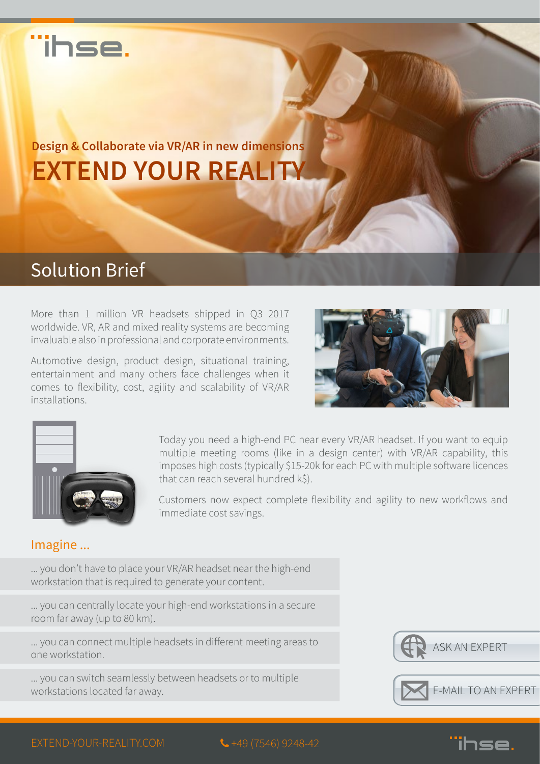Design & Collaborate via VR/AR in new dimensions

# EXTEND YOUR REALITY

## Solution Brief

More than 1 million VR headsets shipped in Q3 2017 worldwide. VR, AR and mixed reality systems are becoming invaluable also in professional and corporate environments.

Automotive design, product design, situational training, entertainment and many others face challenges when it comes to flexibility, cost, agility and scalability of VR/AR installations.

Today you need a high-end PC near every VR/AR headset. If you want to equip multiple meeting rooms (like in a design center) with VR/AR capability, this imposes high costs (typically $15-20k for each PC with multiple software licences that can reach several hundred k$).

Customers now expect complete flexibility and agility to new workflows and immediate cost savings.

### Imagine ...

... you don't have to place your VR/AR headset near the high-end workstation that is required to generate your content.

... you can centrally locate your high-end workstations in a secure room far away (up to 80 km).

... you can connect multiple headsets in different meeting areas to one workstation.

... you can switch seamlessly between headsets or to multiple workstations located far away.

ASK AN EXPERT

E-MAIL TO AN EXPERT

EXTEND-YOUR-REALITY.COM

+49 (7546) 9248-42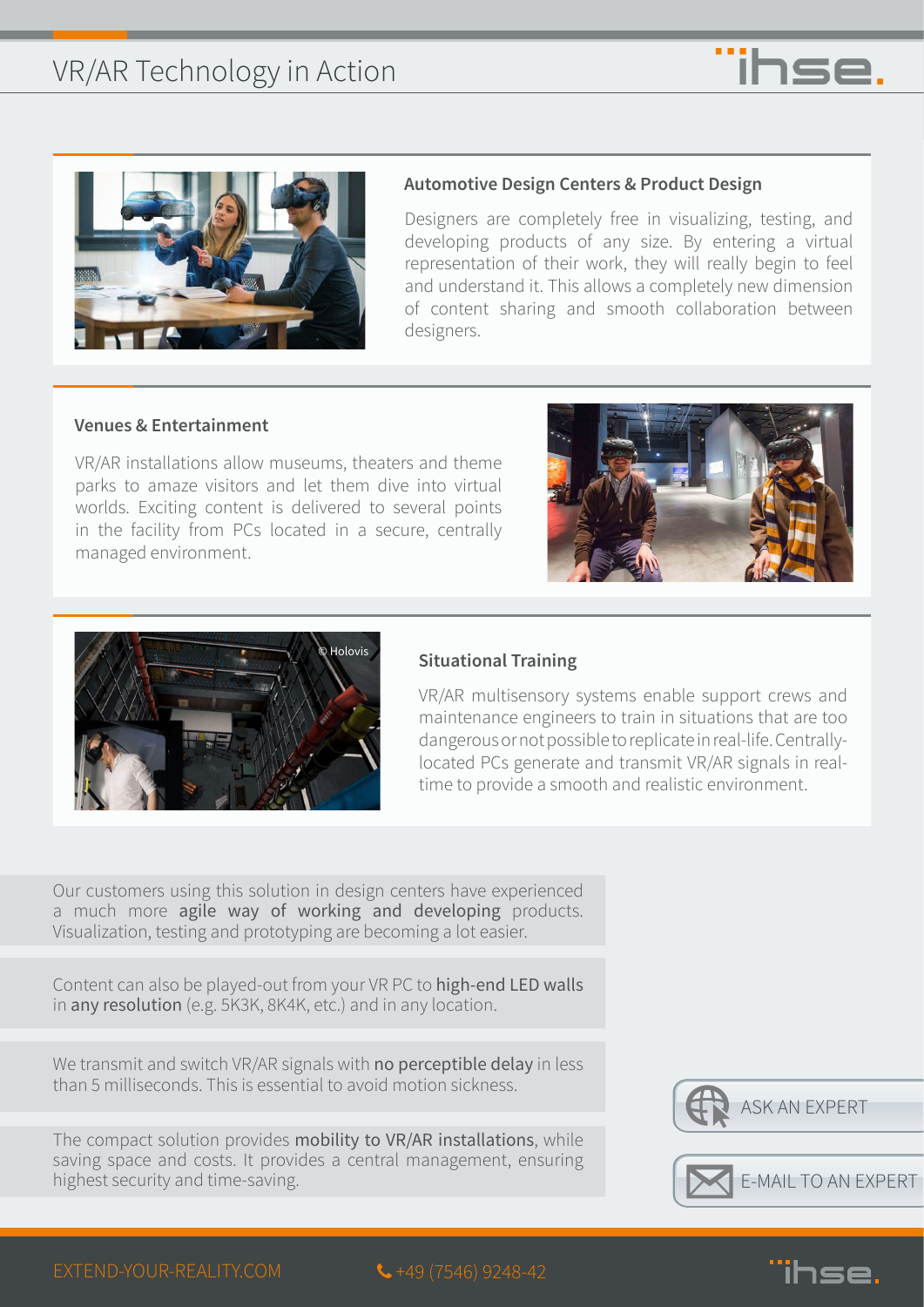# VR/AR Technology in Action

### Automotive Design Centers & Product Design

Designers are completely free in visualizing, testing, and developing products of any size. By entering a virtual representation of their work, they will really begin to feel and understand it. This allows a completely new dimension of content sharing and smooth collaboration between designers.

### Venues & Entertainment

VR/AR installations allow museums, theaters and theme parks to amaze visitors and let them dive into virtual worlds. Exciting content is delivered to several points in the facility from PCs located in a secure, centrally managed environment.

© Holovis

### Situational Training

VR/AR multisensory systems enable support crews and maintenance engineers to train in situations that are too dangerous or not possible to replicate in real-life. Centrally-located PCs generate and transmit VR/AR signals in real-time to provide a smooth and realistic environment.

Our customers using this solution in design centers have experienced a much more **agile way of working and developing** products. Visualization, testing and prototyping are becoming a lot easier.

Content can also be played-out from your VR PC to **high-end LED walls** in **any resolution** (e.g. 5K3K, 8K4K, etc.) and in any location.

We transmit and switch VR/AR signals with **no perceptible delay** in less than 5 milliseconds. This is essential to avoid motion sickness.

The compact solution provides **mobility to VR/AR installations**, while saving space and costs. It provides a central management, ensuring highest security and time-saving.

ASK AN EXPERT

E-MAIL TO AN EXPERT

EXTEND-YOUR-REALITY.COM

+49 (7546) 9248-42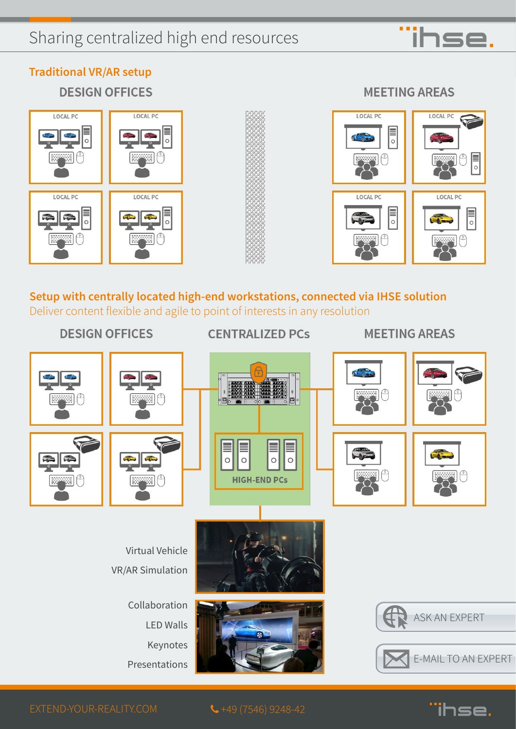# Sharing centralized high end resources

## Traditional VR/AR setup

**DESIGN OFFICES**

LOCAL PC

LOCAL PC

LOCAL PC

LOCAL PC

**MEETING AREAS**

LOCAL PC

LOCAL PC

LOCAL PC

LOCAL PC

## Setup with centrally located high-end workstations, connected via IHSE solution

Deliver content flexible and agile to point of interests in any resolution

**DESIGN OFFICES**

**CENTRALIZED PCs**

HIGH-END PCs

**MEETING AREAS**

Virtual Vehicle

VR/AR Simulation

Collaboration

LED Walls

Keynotes

Presentations

ASK AN EXPERT

E-MAIL TO AN EXPERT

EXTEND-YOUR-REALITY.COM

+49 (7546) 9248-42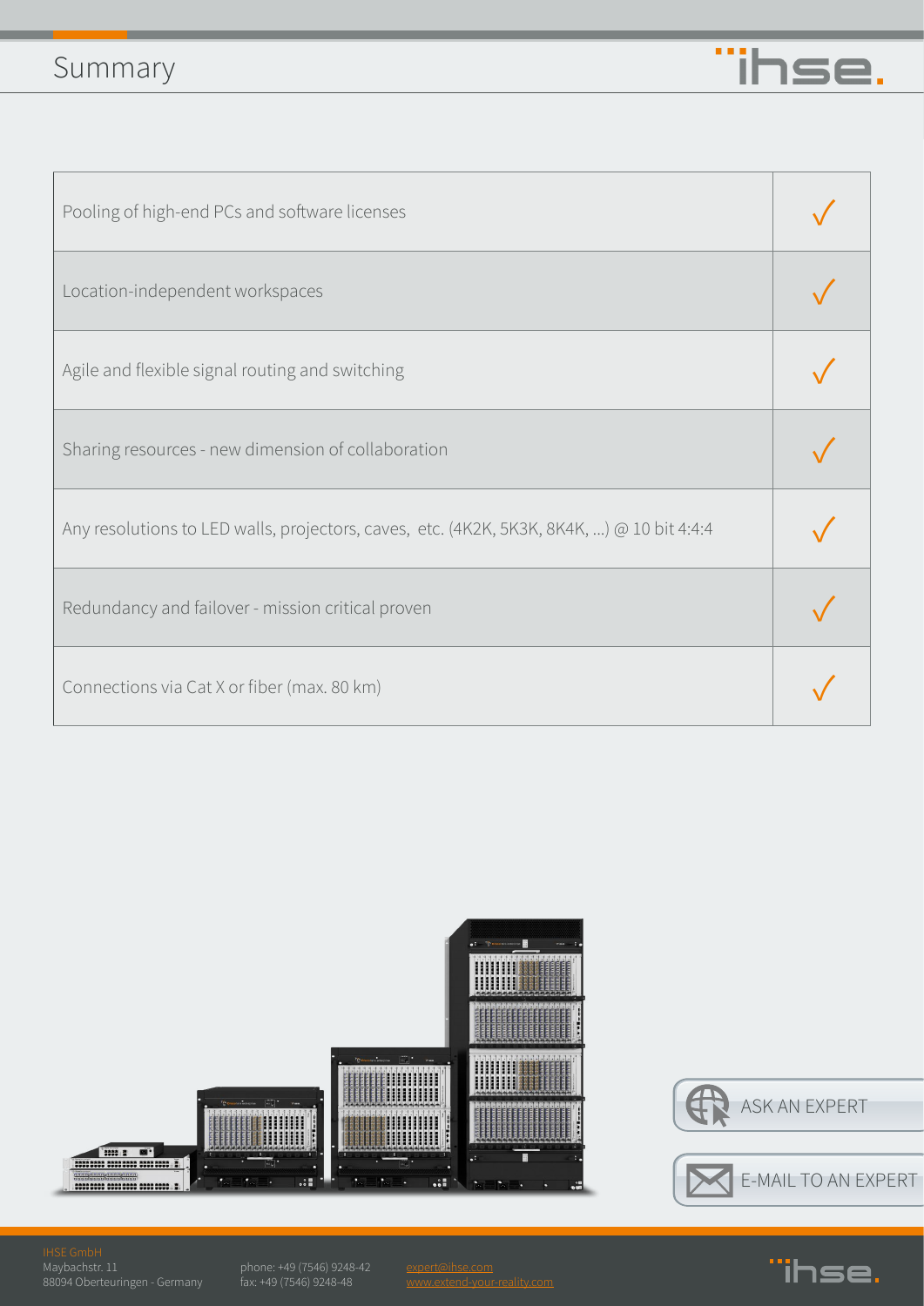# Summary

| | |
|---|---|
| Pooling of high-end PCs and software licenses | √ |
| Location-independent workspaces | √ |
| Agile and flexible signal routing and switching | √ |
| Sharing resources - new dimension of collaboration | √ |
| Any resolutions to LED walls, projectors, caves, etc. (4K2K, 5K3K, 8K4K, ...) @ 10 bit 4:4:4 | √ |
| Redundancy and failover - mission critical proven | √ |
| Connections via Cat X or fiber (max. 80 km) | √ |

ASK AN EXPERT

E-MAIL TO AN EXPERT

IHSE GmbH
Maybachstr. 11
88094 Oberteuringen - Germany

phone: +49 (7546) 9248-42
fax: +49 (7546) 9248-48

expert@ihse.com
www.extend-your-reality.com